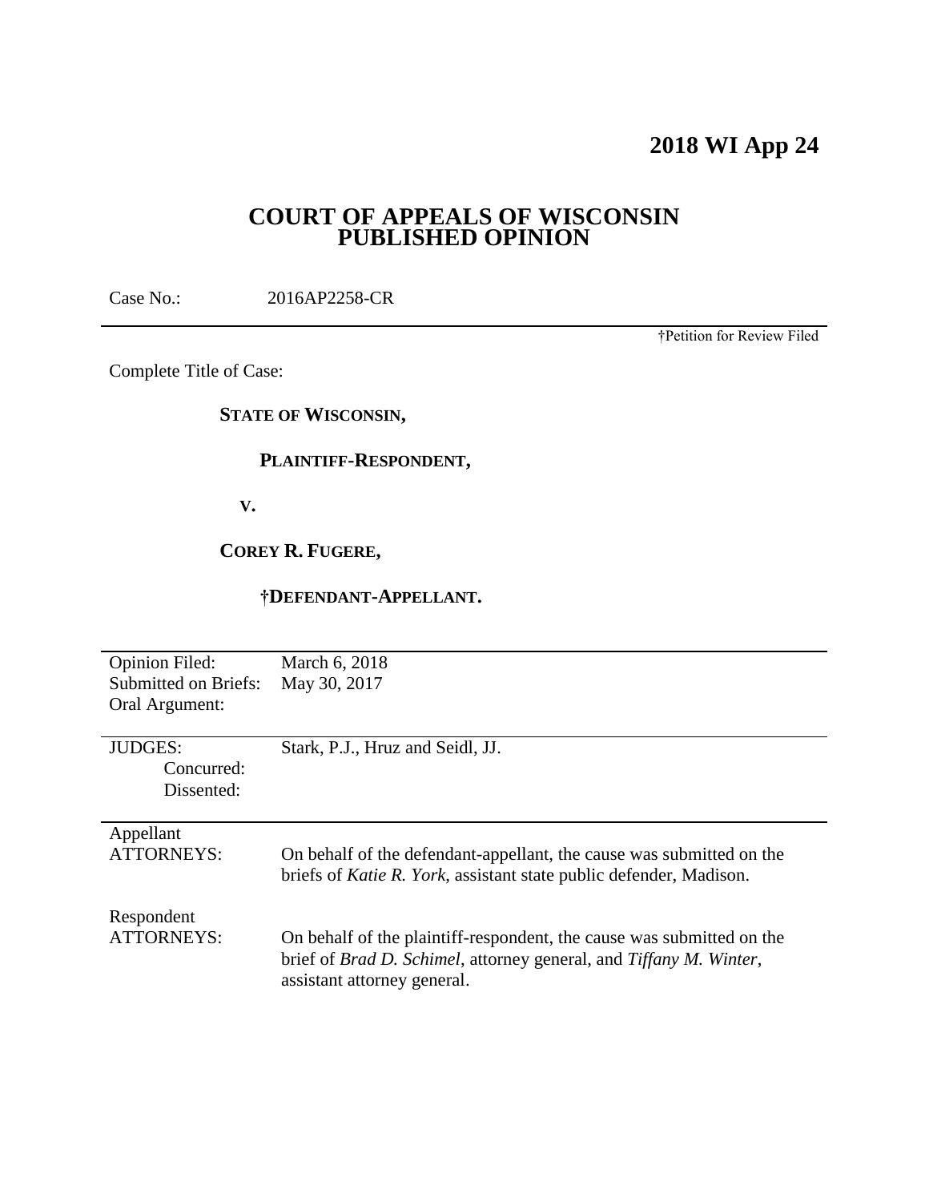# 2018 WI App 24

## COURT OF APPEALS OF WISCONSIN PUBLISHED OPINION

Case No.: 2016AP2258-CR

†Petition for Review Filed

Complete Title of Case:

**STATE OF WISCONSIN,**

**PLAINTIFF-RESPONDENT,**

**V.**

**COREY R. FUGERE,**

**†DEFENDANT-APPELLANT.**

| | |
|---|---|
| Opinion Filed: | March 6, 2018 |
| Submitted on Briefs: | May 30, 2017 |
| Oral Argument: | |
| JUDGES: | Stark, P.J., Hruz and Seidl, JJ. |
| Concurred: | |
| Dissented: | |
| Appellant ATTORNEYS: | On behalf of the defendant-appellant, the cause was submitted on the briefs of *Katie R. York*, assistant state public defender, Madison. |
| Respondent ATTORNEYS: | On behalf of the plaintiff-respondent, the cause was submitted on the brief of *Brad D. Schimel*, attorney general, and *Tiffany M. Winter*, assistant attorney general. |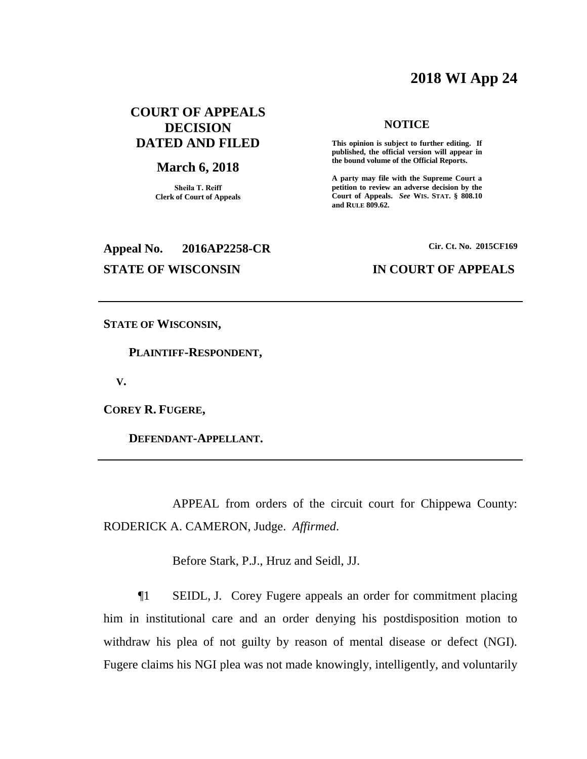# 2018 WI App 24

**COURT OF APPEALS DECISION DATED AND FILED**

**March 6, 2018**

**Sheila T. Reiff**
**Clerk of Court of Appeals**

**NOTICE**

**This opinion is subject to further editing. If published, the official version will appear in the bound volume of the Official Reports.**

**A party may file with the Supreme Court a petition to review an adverse decision by the Court of Appeals.** ***See*** **WIS. STAT. § 808.10 and RULE 809.62.**

**Appeal No. 2016AP2258-CR** **Cir. Ct. No. 2015CF169**

**STATE OF WISCONSIN** **IN COURT OF APPEALS**

---

**STATE OF WISCONSIN,**

**PLAINTIFF-RESPONDENT,**

**V.**

**COREY R. FUGERE,**

**DEFENDANT-APPELLANT.**

---

APPEAL from orders of the circuit court for Chippewa County: RODERICK A. CAMERON, Judge. *Affirmed.*

Before Stark, P.J., Hruz and Seidl, JJ.

¶1 SEIDL, J. Corey Fugere appeals an order for commitment placing him in institutional care and an order denying his postdisposition motion to withdraw his plea of not guilty by reason of mental disease or defect (NGI). Fugere claims his NGI plea was not made knowingly, intelligently, and voluntarily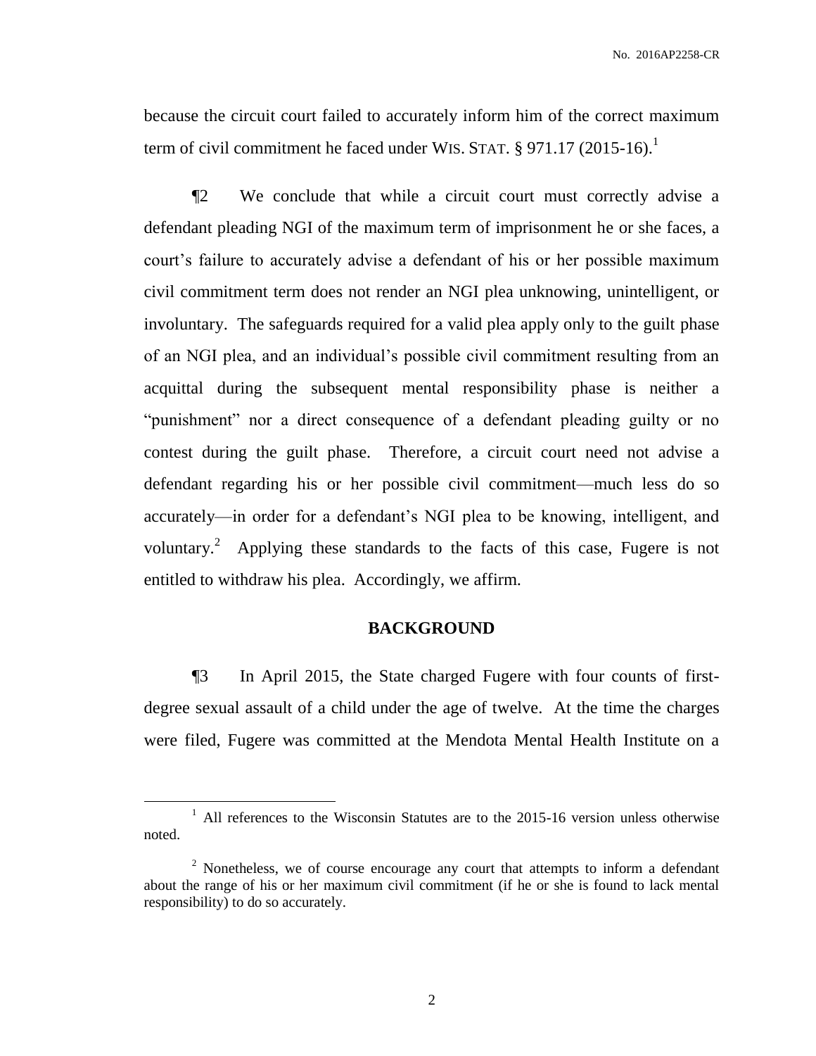because the circuit court failed to accurately inform him of the correct maximum term of civil commitment he faced under WIS. STAT. § 971.17 (2015-16).[1]

¶2 We conclude that while a circuit court must correctly advise a defendant pleading NGI of the maximum term of imprisonment he or she faces, a court's failure to accurately advise a defendant of his or her possible maximum civil commitment term does not render an NGI plea unknowing, unintelligent, or involuntary. The safeguards required for a valid plea apply only to the guilt phase of an NGI plea, and an individual's possible civil commitment resulting from an acquittal during the subsequent mental responsibility phase is neither a "punishment" nor a direct consequence of a defendant pleading guilty or no contest during the guilt phase. Therefore, a circuit court need not advise a defendant regarding his or her possible civil commitment—much less do so accurately—in order for a defendant's NGI plea to be knowing, intelligent, and voluntary.[2] Applying these standards to the facts of this case, Fugere is not entitled to withdraw his plea. Accordingly, we affirm.

## BACKGROUND

¶3 In April 2015, the State charged Fugere with four counts of first-degree sexual assault of a child under the age of twelve. At the time the charges were filed, Fugere was committed at the Mendota Mental Health Institute on a

---

[1] All references to the Wisconsin Statutes are to the 2015-16 version unless otherwise noted.

[2] Nonetheless, we of course encourage any court that attempts to inform a defendant about the range of his or her maximum civil commitment (if he or she is found to lack mental responsibility) to do so accurately.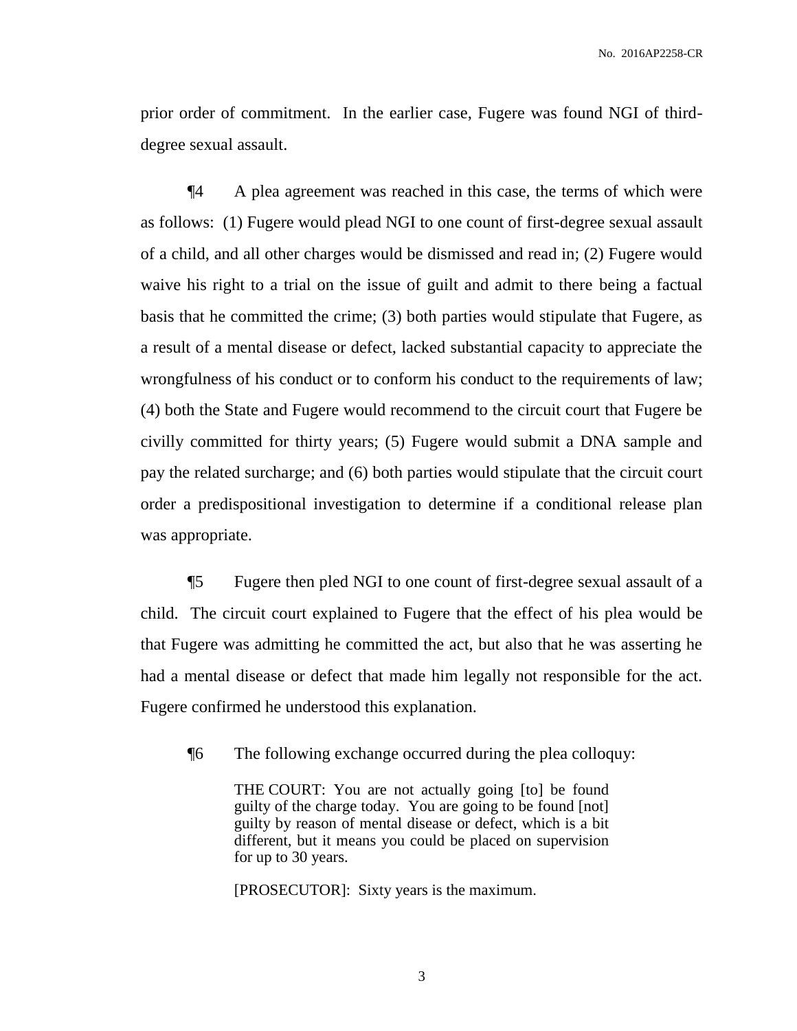prior order of commitment. In the earlier case, Fugere was found NGI of third-degree sexual assault.

¶4 A plea agreement was reached in this case, the terms of which were as follows: (1) Fugere would plead NGI to one count of first-degree sexual assault of a child, and all other charges would be dismissed and read in; (2) Fugere would waive his right to a trial on the issue of guilt and admit to there being a factual basis that he committed the crime; (3) both parties would stipulate that Fugere, as a result of a mental disease or defect, lacked substantial capacity to appreciate the wrongfulness of his conduct or to conform his conduct to the requirements of law; (4) both the State and Fugere would recommend to the circuit court that Fugere be civilly committed for thirty years; (5) Fugere would submit a DNA sample and pay the related surcharge; and (6) both parties would stipulate that the circuit court order a predispositional investigation to determine if a conditional release plan was appropriate.

¶5 Fugere then pled NGI to one count of first-degree sexual assault of a child. The circuit court explained to Fugere that the effect of his plea would be that Fugere was admitting he committed the act, but also that he was asserting he had a mental disease or defect that made him legally not responsible for the act. Fugere confirmed he understood this explanation.

¶6 The following exchange occurred during the plea colloquy:

> THE COURT: You are not actually going [to] be found guilty of the charge today. You are going to be found [not] guilty by reason of mental disease or defect, which is a bit different, but it means you could be placed on supervision for up to 30 years.
>
> [PROSECUTOR]: Sixty years is the maximum.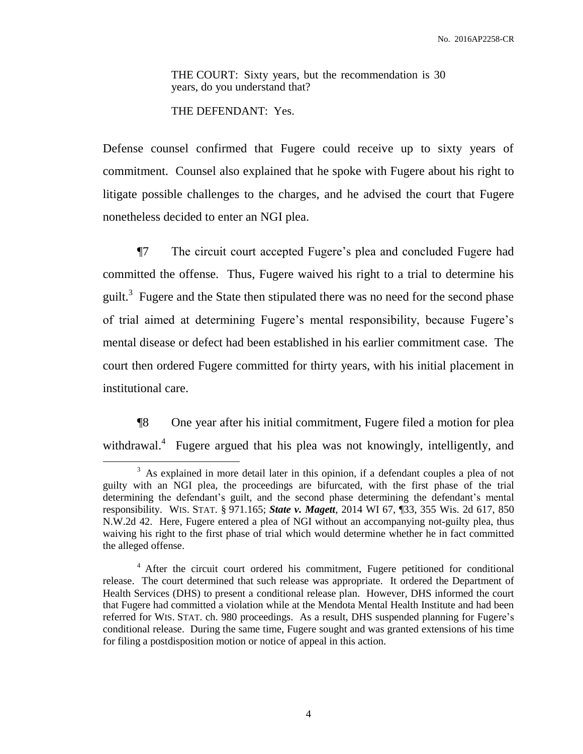> THE COURT: Sixty years, but the recommendation is 30 years, do you understand that?
>
> THE DEFENDANT: Yes.

Defense counsel confirmed that Fugere could receive up to sixty years of commitment. Counsel also explained that he spoke with Fugere about his right to litigate possible challenges to the charges, and he advised the court that Fugere nonetheless decided to enter an NGI plea.

¶7 The circuit court accepted Fugere's plea and concluded Fugere had committed the offense. Thus, Fugere waived his right to a trial to determine his guilt.[3] Fugere and the State then stipulated there was no need for the second phase of trial aimed at determining Fugere's mental responsibility, because Fugere's mental disease or defect had been established in his earlier commitment case. The court then ordered Fugere committed for thirty years, with his initial placement in institutional care.

¶8 One year after his initial commitment, Fugere filed a motion for plea withdrawal.[4] Fugere argued that his plea was not knowingly, intelligently, and

---

[3] As explained in more detail later in this opinion, if a defendant couples a plea of not guilty with an NGI plea, the proceedings are bifurcated, with the first phase of the trial determining the defendant's guilt, and the second phase determining the defendant's mental responsibility. WIS. STAT. § 971.165; ***State v. Magett***, 2014 WI 67, ¶33, 355 Wis. 2d 617, 850 N.W.2d 42. Here, Fugere entered a plea of NGI without an accompanying not-guilty plea, thus waiving his right to the first phase of trial which would determine whether he in fact committed the alleged offense.

[4] After the circuit court ordered his commitment, Fugere petitioned for conditional release. The court determined that such release was appropriate. It ordered the Department of Health Services (DHS) to present a conditional release plan. However, DHS informed the court that Fugere had committed a violation while at the Mendota Mental Health Institute and had been referred for WIS. STAT. ch. 980 proceedings. As a result, DHS suspended planning for Fugere's conditional release. During the same time, Fugere sought and was granted extensions of his time for filing a postdisposition motion or notice of appeal in this action.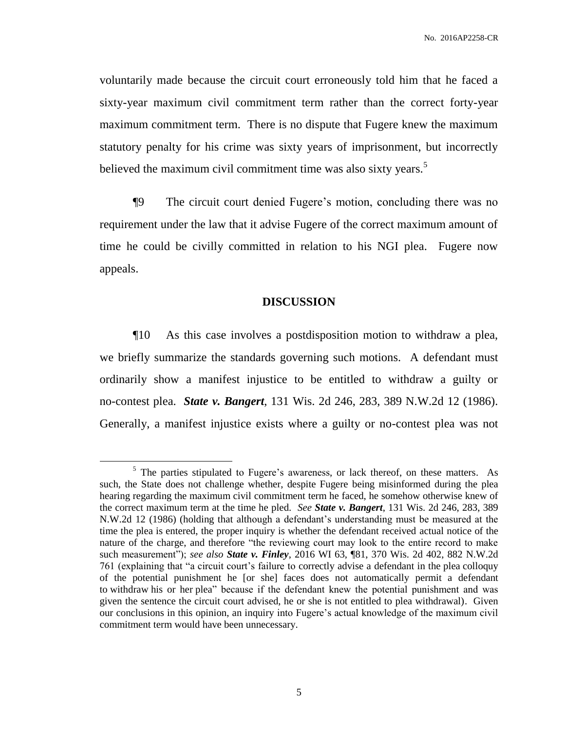voluntarily made because the circuit court erroneously told him that he faced a sixty-year maximum civil commitment term rather than the correct forty-year maximum commitment term. There is no dispute that Fugere knew the maximum statutory penalty for his crime was sixty years of imprisonment, but incorrectly believed the maximum civil commitment time was also sixty years.[5]

¶9 The circuit court denied Fugere's motion, concluding there was no requirement under the law that it advise Fugere of the correct maximum amount of time he could be civilly committed in relation to his NGI plea. Fugere now appeals.

## DISCUSSION

¶10 As this case involves a postdisposition motion to withdraw a plea, we briefly summarize the standards governing such motions. A defendant must ordinarily show a manifest injustice to be entitled to withdraw a guilty or no-contest plea. ***State v. Bangert***, 131 Wis. 2d 246, 283, 389 N.W.2d 12 (1986). Generally, a manifest injustice exists where a guilty or no-contest plea was not

---

[5] The parties stipulated to Fugere's awareness, or lack thereof, on these matters. As such, the State does not challenge whether, despite Fugere being misinformed during the plea hearing regarding the maximum civil commitment term he faced, he somehow otherwise knew of the correct maximum term at the time he pled. *See* ***State v. Bangert***, 131 Wis. 2d 246, 283, 389 N.W.2d 12 (1986) (holding that although a defendant's understanding must be measured at the time the plea is entered, the proper inquiry is whether the defendant received actual notice of the nature of the charge, and therefore "the reviewing court may look to the entire record to make such measurement"); *see also* ***State v. Finley***, 2016 WI 63, ¶81, 370 Wis. 2d 402, 882 N.W.2d 761 (explaining that "a circuit court's failure to correctly advise a defendant in the plea colloquy of the potential punishment he [or she] faces does not automatically permit a defendant to withdraw his or her plea" because if the defendant knew the potential punishment and was given the sentence the circuit court advised, he or she is not entitled to plea withdrawal). Given our conclusions in this opinion, an inquiry into Fugere's actual knowledge of the maximum civil commitment term would have been unnecessary.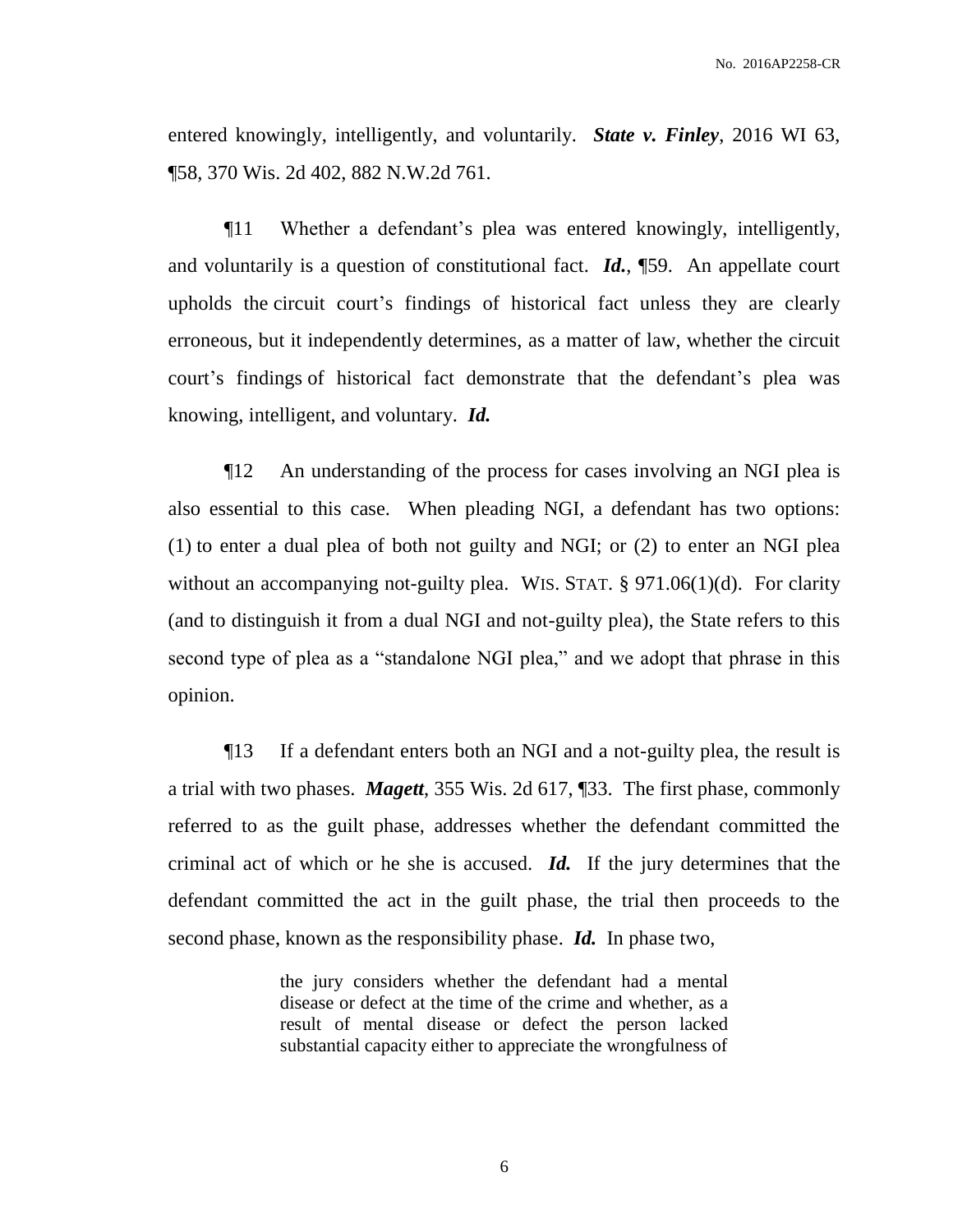entered knowingly, intelligently, and voluntarily. ***State v. Finley***, 2016 WI 63, ¶58, 370 Wis. 2d 402, 882 N.W.2d 761.

¶11 Whether a defendant's plea was entered knowingly, intelligently, and voluntarily is a question of constitutional fact. ***Id.***, ¶59. An appellate court upholds the circuit court's findings of historical fact unless they are clearly erroneous, but it independently determines, as a matter of law, whether the circuit court's findings of historical fact demonstrate that the defendant's plea was knowing, intelligent, and voluntary. ***Id.***

¶12 An understanding of the process for cases involving an NGI plea is also essential to this case. When pleading NGI, a defendant has two options: (1) to enter a dual plea of both not guilty and NGI; or (2) to enter an NGI plea without an accompanying not-guilty plea. WIS. STAT. § 971.06(1)(d). For clarity (and to distinguish it from a dual NGI and not-guilty plea), the State refers to this second type of plea as a "standalone NGI plea," and we adopt that phrase in this opinion.

¶13 If a defendant enters both an NGI and a not-guilty plea, the result is a trial with two phases. ***Magett***, 355 Wis. 2d 617, ¶33. The first phase, commonly referred to as the guilt phase, addresses whether the defendant committed the criminal act of which or he she is accused. ***Id.*** If the jury determines that the defendant committed the act in the guilt phase, the trial then proceeds to the second phase, known as the responsibility phase. ***Id.*** In phase two,

> the jury considers whether the defendant had a mental disease or defect at the time of the crime and whether, as a result of mental disease or defect the person lacked substantial capacity either to appreciate the wrongfulness of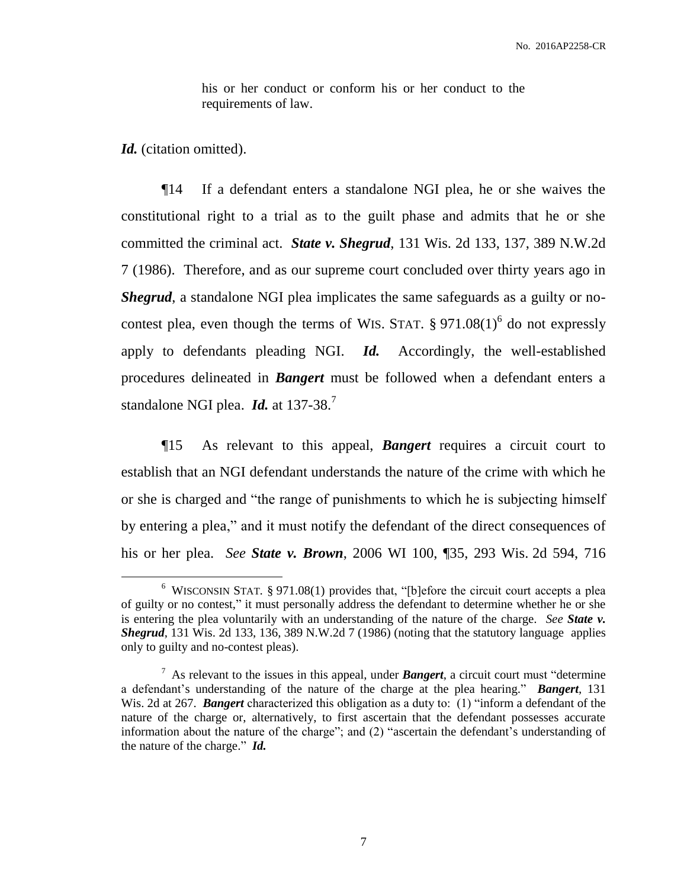his or her conduct or conform his or her conduct to the requirements of law.

***Id.*** (citation omitted).

¶14 If a defendant enters a standalone NGI plea, he or she waives the constitutional right to a trial as to the guilt phase and admits that he or she committed the criminal act. ***State v. Shegrud***, 131 Wis. 2d 133, 137, 389 N.W.2d 7 (1986). Therefore, and as our supreme court concluded over thirty years ago in ***Shegrud***, a standalone NGI plea implicates the same safeguards as a guilty or no-contest plea, even though the terms of WIS. STAT. § 971.08(1)[6] do not expressly apply to defendants pleading NGI. ***Id.*** Accordingly, the well-established procedures delineated in ***Bangert*** must be followed when a defendant enters a standalone NGI plea. ***Id.*** at 137-38.[7]

¶15 As relevant to this appeal, ***Bangert*** requires a circuit court to establish that an NGI defendant understands the nature of the crime with which he or she is charged and "the range of punishments to which he is subjecting himself by entering a plea," and it must notify the defendant of the direct consequences of his or her plea. *See* ***State v. Brown***, 2006 WI 100, ¶35, 293 Wis. 2d 594, 716

---

[6] WISCONSIN STAT. § 971.08(1) provides that, "[b]efore the circuit court accepts a plea of guilty or no contest," it must personally address the defendant to determine whether he or she is entering the plea voluntarily with an understanding of the nature of the charge. *See* ***State v. Shegrud***, 131 Wis. 2d 133, 136, 389 N.W.2d 7 (1986) (noting that the statutory language applies only to guilty and no-contest pleas).

[7] As relevant to the issues in this appeal, under ***Bangert***, a circuit court must "determine a defendant's understanding of the nature of the charge at the plea hearing." ***Bangert***, 131 Wis. 2d at 267. ***Bangert*** characterized this obligation as a duty to: (1) "inform a defendant of the nature of the charge or, alternatively, to first ascertain that the defendant possesses accurate information about the nature of the charge"; and (2) "ascertain the defendant's understanding of the nature of the charge." ***Id.***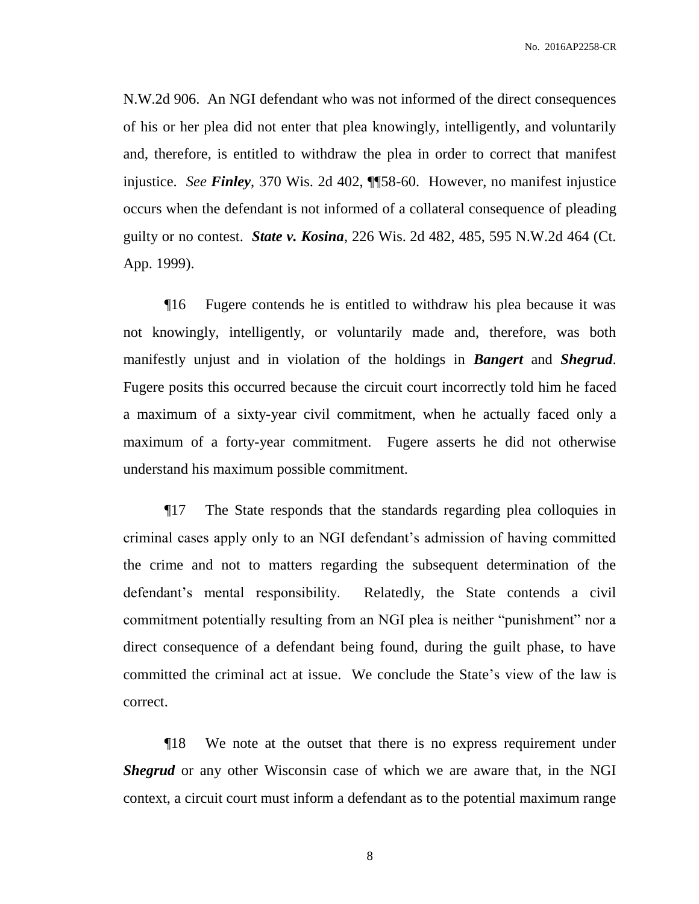N.W.2d 906. An NGI defendant who was not informed of the direct consequences of his or her plea did not enter that plea knowingly, intelligently, and voluntarily and, therefore, is entitled to withdraw the plea in order to correct that manifest injustice. *See* ***Finley***, 370 Wis. 2d 402, ¶¶58-60. However, no manifest injustice occurs when the defendant is not informed of a collateral consequence of pleading guilty or no contest. ***State v. Kosina***, 226 Wis. 2d 482, 485, 595 N.W.2d 464 (Ct. App. 1999).

¶16 Fugere contends he is entitled to withdraw his plea because it was not knowingly, intelligently, or voluntarily made and, therefore, was both manifestly unjust and in violation of the holdings in ***Bangert*** and ***Shegrud***. Fugere posits this occurred because the circuit court incorrectly told him he faced a maximum of a sixty-year civil commitment, when he actually faced only a maximum of a forty-year commitment. Fugere asserts he did not otherwise understand his maximum possible commitment.

¶17 The State responds that the standards regarding plea colloquies in criminal cases apply only to an NGI defendant's admission of having committed the crime and not to matters regarding the subsequent determination of the defendant's mental responsibility. Relatedly, the State contends a civil commitment potentially resulting from an NGI plea is neither "punishment" nor a direct consequence of a defendant being found, during the guilt phase, to have committed the criminal act at issue. We conclude the State's view of the law is correct.

¶18 We note at the outset that there is no express requirement under ***Shegrud*** or any other Wisconsin case of which we are aware that, in the NGI context, a circuit court must inform a defendant as to the potential maximum range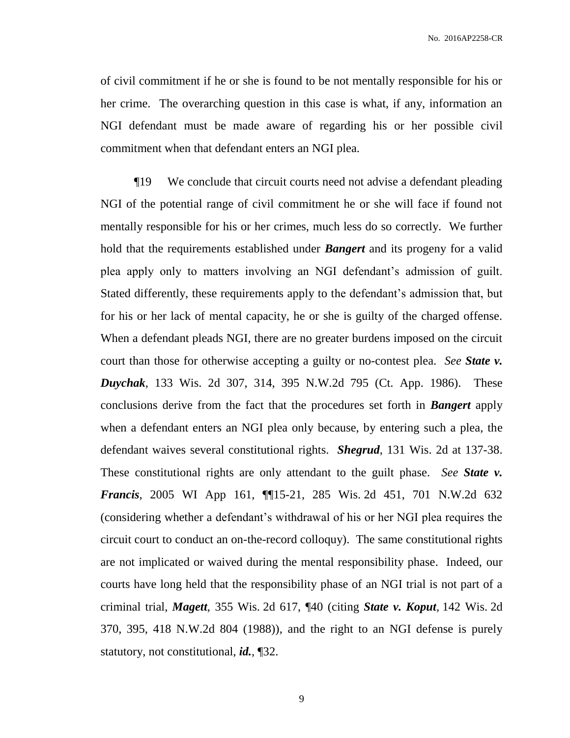of civil commitment if he or she is found to be not mentally responsible for his or her crime. The overarching question in this case is what, if any, information an NGI defendant must be made aware of regarding his or her possible civil commitment when that defendant enters an NGI plea.

¶19 We conclude that circuit courts need not advise a defendant pleading NGI of the potential range of civil commitment he or she will face if found not mentally responsible for his or her crimes, much less do so correctly. We further hold that the requirements established under ***Bangert*** and its progeny for a valid plea apply only to matters involving an NGI defendant's admission of guilt. Stated differently, these requirements apply to the defendant's admission that, but for his or her lack of mental capacity, he or she is guilty of the charged offense. When a defendant pleads NGI, there are no greater burdens imposed on the circuit court than those for otherwise accepting a guilty or no-contest plea. *See* ***State v. Duychak***, 133 Wis. 2d 307, 314, 395 N.W.2d 795 (Ct. App. 1986). These conclusions derive from the fact that the procedures set forth in ***Bangert*** apply when a defendant enters an NGI plea only because, by entering such a plea, the defendant waives several constitutional rights. ***Shegrud***, 131 Wis. 2d at 137-38. These constitutional rights are only attendant to the guilt phase. *See* ***State v. Francis***, 2005 WI App 161, ¶¶15-21, 285 Wis. 2d 451, 701 N.W.2d 632 (considering whether a defendant's withdrawal of his or her NGI plea requires the circuit court to conduct an on-the-record colloquy). The same constitutional rights are not implicated or waived during the mental responsibility phase. Indeed, our courts have long held that the responsibility phase of an NGI trial is not part of a criminal trial, ***Magett***, 355 Wis. 2d 617, ¶40 (citing ***State v. Koput***, 142 Wis. 2d 370, 395, 418 N.W.2d 804 (1988)), and the right to an NGI defense is purely statutory, not constitutional, ***id.***, ¶32.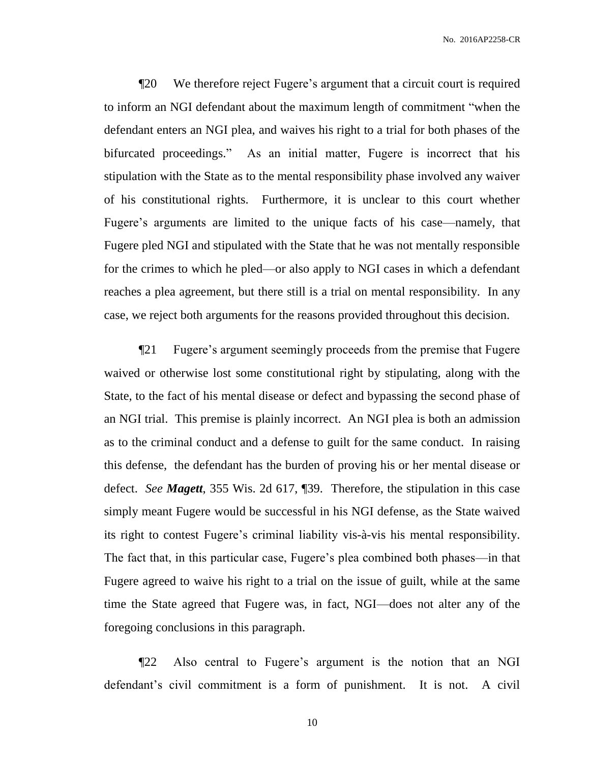¶20 We therefore reject Fugere's argument that a circuit court is required to inform an NGI defendant about the maximum length of commitment "when the defendant enters an NGI plea, and waives his right to a trial for both phases of the bifurcated proceedings." As an initial matter, Fugere is incorrect that his stipulation with the State as to the mental responsibility phase involved any waiver of his constitutional rights. Furthermore, it is unclear to this court whether Fugere's arguments are limited to the unique facts of his case—namely, that Fugere pled NGI and stipulated with the State that he was not mentally responsible for the crimes to which he pled—or also apply to NGI cases in which a defendant reaches a plea agreement, but there still is a trial on mental responsibility. In any case, we reject both arguments for the reasons provided throughout this decision.

¶21 Fugere's argument seemingly proceeds from the premise that Fugere waived or otherwise lost some constitutional right by stipulating, along with the State, to the fact of his mental disease or defect and bypassing the second phase of an NGI trial. This premise is plainly incorrect. An NGI plea is both an admission as to the criminal conduct and a defense to guilt for the same conduct. In raising this defense, the defendant has the burden of proving his or her mental disease or defect. *See* ***Magett***, 355 Wis. 2d 617, ¶39. Therefore, the stipulation in this case simply meant Fugere would be successful in his NGI defense, as the State waived its right to contest Fugere's criminal liability vis-à-vis his mental responsibility. The fact that, in this particular case, Fugere's plea combined both phases—in that Fugere agreed to waive his right to a trial on the issue of guilt, while at the same time the State agreed that Fugere was, in fact, NGI—does not alter any of the foregoing conclusions in this paragraph.

¶22 Also central to Fugere's argument is the notion that an NGI defendant's civil commitment is a form of punishment. It is not. A civil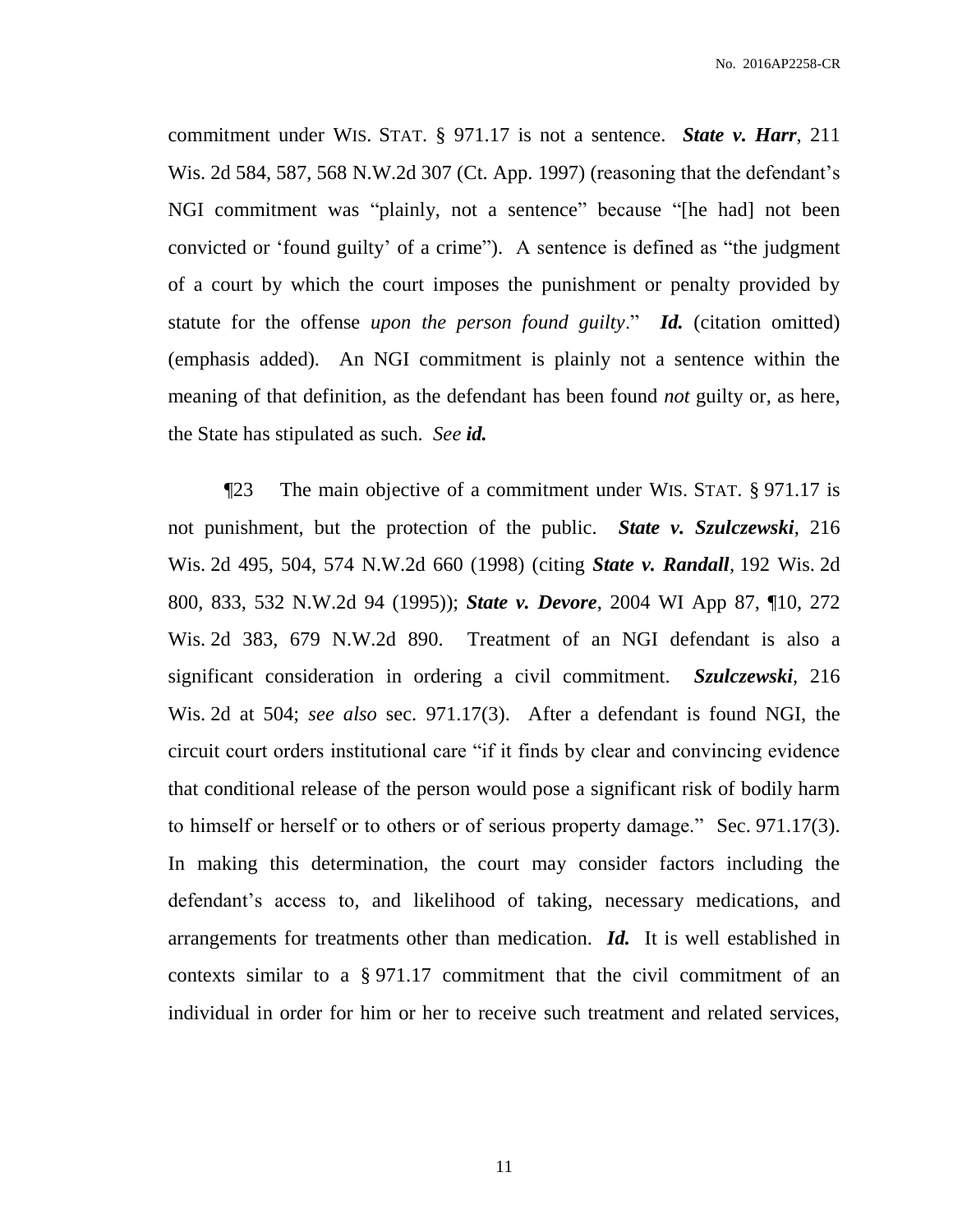commitment under WIS. STAT. § 971.17 is not a sentence. ***State v. Harr***, 211 Wis. 2d 584, 587, 568 N.W.2d 307 (Ct. App. 1997) (reasoning that the defendant's NGI commitment was "plainly, not a sentence" because "[he had] not been convicted or 'found guilty' of a crime"). A sentence is defined as "the judgment of a court by which the court imposes the punishment or penalty provided by statute for the offense *upon the person found guilty*." ***Id.*** (citation omitted) (emphasis added). An NGI commitment is plainly not a sentence within the meaning of that definition, as the defendant has been found *not* guilty or, as here, the State has stipulated as such. *See* ***id.***

¶23 The main objective of a commitment under WIS. STAT. § 971.17 is not punishment, but the protection of the public. ***State v. Szulczewski***, 216 Wis. 2d 495, 504, 574 N.W.2d 660 (1998) (citing ***State v. Randall***, 192 Wis. 2d 800, 833, 532 N.W.2d 94 (1995)); ***State v. Devore***, 2004 WI App 87, ¶10, 272 Wis. 2d 383, 679 N.W.2d 890. Treatment of an NGI defendant is also a significant consideration in ordering a civil commitment. ***Szulczewski***, 216 Wis. 2d at 504; *see also* sec. 971.17(3). After a defendant is found NGI, the circuit court orders institutional care "if it finds by clear and convincing evidence that conditional release of the person would pose a significant risk of bodily harm to himself or herself or to others or of serious property damage." Sec. 971.17(3). In making this determination, the court may consider factors including the defendant's access to, and likelihood of taking, necessary medications, and arrangements for treatments other than medication. ***Id.*** It is well established in contexts similar to a § 971.17 commitment that the civil commitment of an individual in order for him or her to receive such treatment and related services,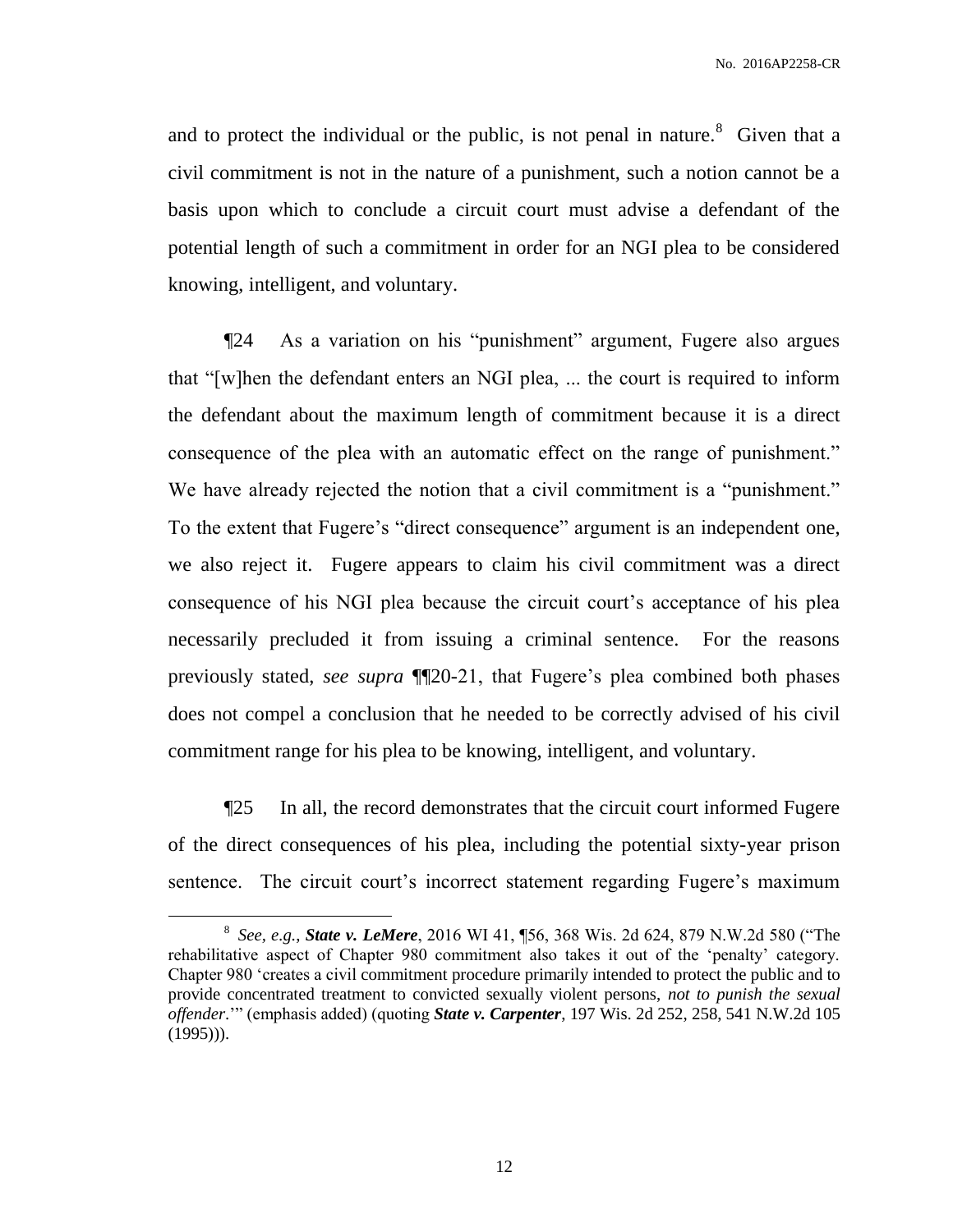and to protect the individual or the public, is not penal in nature.[8] Given that a civil commitment is not in the nature of a punishment, such a notion cannot be a basis upon which to conclude a circuit court must advise a defendant of the potential length of such a commitment in order for an NGI plea to be considered knowing, intelligent, and voluntary.

¶24 As a variation on his "punishment" argument, Fugere also argues that "[w]hen the defendant enters an NGI plea, ... the court is required to inform the defendant about the maximum length of commitment because it is a direct consequence of the plea with an automatic effect on the range of punishment." We have already rejected the notion that a civil commitment is a "punishment." To the extent that Fugere's "direct consequence" argument is an independent one, we also reject it. Fugere appears to claim his civil commitment was a direct consequence of his NGI plea because the circuit court's acceptance of his plea necessarily precluded it from issuing a criminal sentence. For the reasons previously stated, *see supra* ¶¶20-21, that Fugere's plea combined both phases does not compel a conclusion that he needed to be correctly advised of his civil commitment range for his plea to be knowing, intelligent, and voluntary.

¶25 In all, the record demonstrates that the circuit court informed Fugere of the direct consequences of his plea, including the potential sixty-year prison sentence. The circuit court's incorrect statement regarding Fugere's maximum

---

[8] *See, e.g.*, ***State v. LeMere***, 2016 WI 41, ¶56, 368 Wis. 2d 624, 879 N.W.2d 580 ("The rehabilitative aspect of Chapter 980 commitment also takes it out of the 'penalty' category. Chapter 980 'creates a civil commitment procedure primarily intended to protect the public and to provide concentrated treatment to convicted sexually violent persons, *not to punish the sexual offender*.'" (emphasis added) (quoting ***State v. Carpenter***, 197 Wis. 2d 252, 258, 541 N.W.2d 105 (1995))).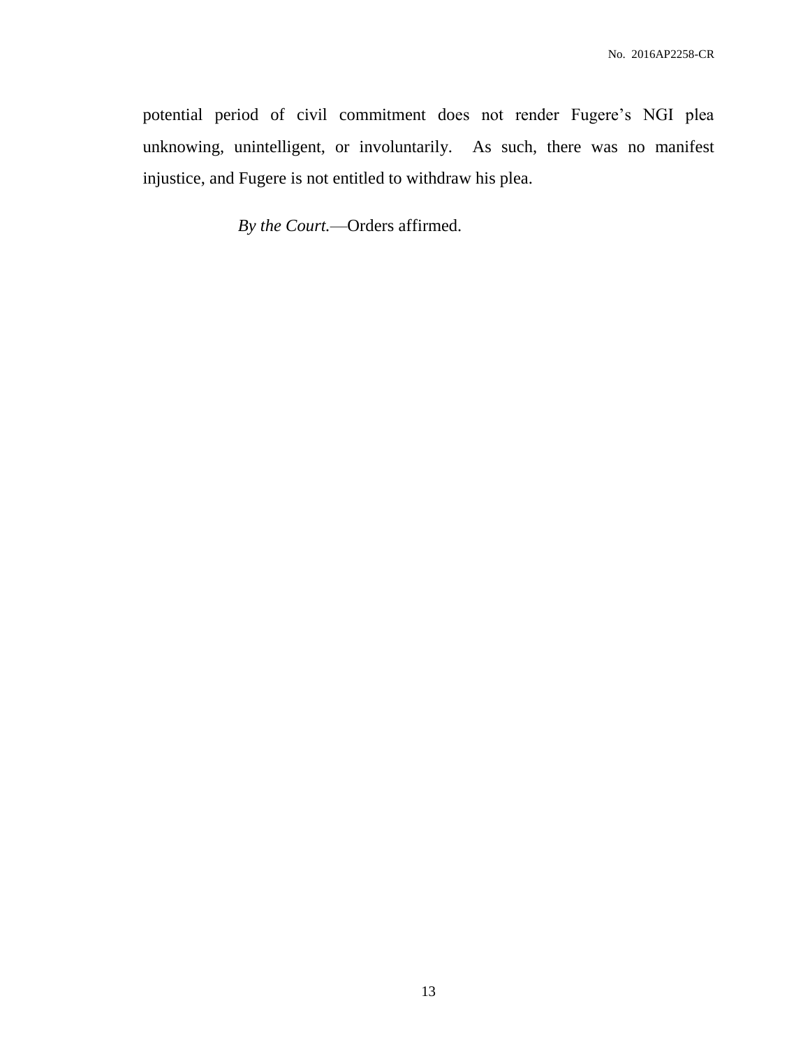potential period of civil commitment does not render Fugere's NGI plea unknowing, unintelligent, or involuntarily. As such, there was no manifest injustice, and Fugere is not entitled to withdraw his plea.

*By the Court.*—Orders affirmed.